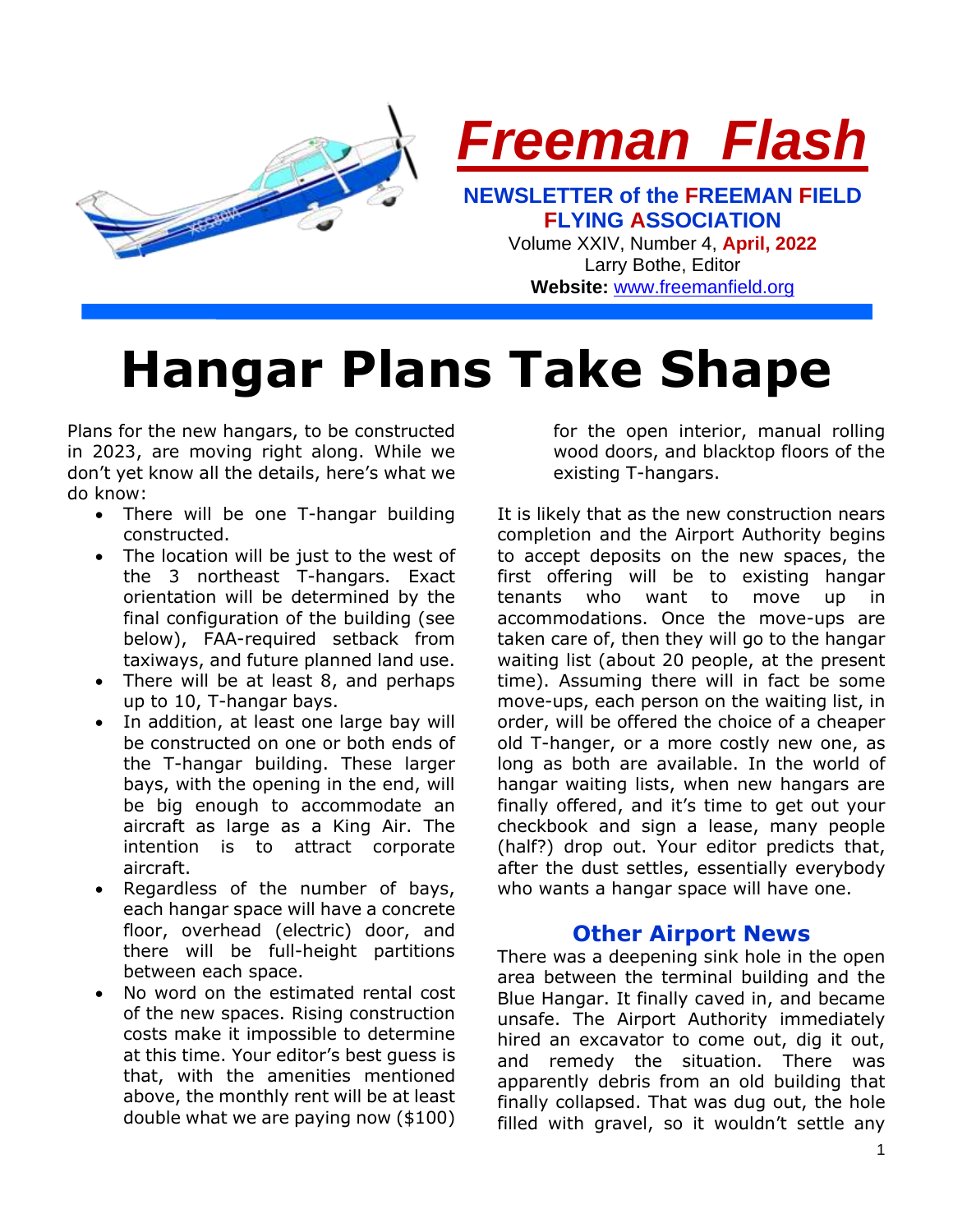# Freeman Flash

**NEWSLETTER of the FREEMAN FIELD FLYING ASSOCIATION**

Volume XXIV, Number 4, **April, 2022**

Larry Bothe, Editor

**Website:** www.freemanfield.org

# Hangar Plans Take Shape

Plans for the new hangars, to be constructed in 2023, are moving right along. While we don't yet know all the details, here's what we do know:

- There will be one T-hangar building constructed.
- The location will be just to the west of the 3 northeast T-hangars. Exact orientation will be determined by the final configuration of the building (see below), FAA-required setback from taxiways, and future planned land use.
- There will be at least 8, and perhaps up to 10, T-hangar bays.
- In addition, at least one large bay will be constructed on one or both ends of the T-hangar building. These larger bays, with the opening in the end, will be big enough to accommodate an aircraft as large as a King Air. The intention is to attract corporate aircraft.
- Regardless of the number of bays, each hangar space will have a concrete floor, overhead (electric) door, and there will be full-height partitions between each space.
- No word on the estimated rental cost of the new spaces. Rising construction costs make it impossible to determine at this time. Your editor's best guess is that, with the amenities mentioned above, the monthly rent will be at least double what we are paying now ($100) for the open interior, manual rolling wood doors, and blacktop floors of the existing T-hangars.

It is likely that as the new construction nears completion and the Airport Authority begins to accept deposits on the new spaces, the first offering will be to existing hangar tenants who want to move up in accommodations. Once the move-ups are taken care of, then they will go to the hangar waiting list (about 20 people, at the present time). Assuming there will in fact be some move-ups, each person on the waiting list, in order, will be offered the choice of a cheaper old T-hanger, or a more costly new one, as long as both are available. In the world of hangar waiting lists, when new hangars are finally offered, and it's time to get out your checkbook and sign a lease, many people (half?) drop out. Your editor predicts that, after the dust settles, essentially everybody who wants a hangar space will have one.

## Other Airport News

There was a deepening sink hole in the open area between the terminal building and the Blue Hangar. It finally caved in, and became unsafe. The Airport Authority immediately hired an excavator to come out, dig it out, and remedy the situation. There was apparently debris from an old building that finally collapsed. That was dug out, the hole filled with gravel, so it wouldn't settle any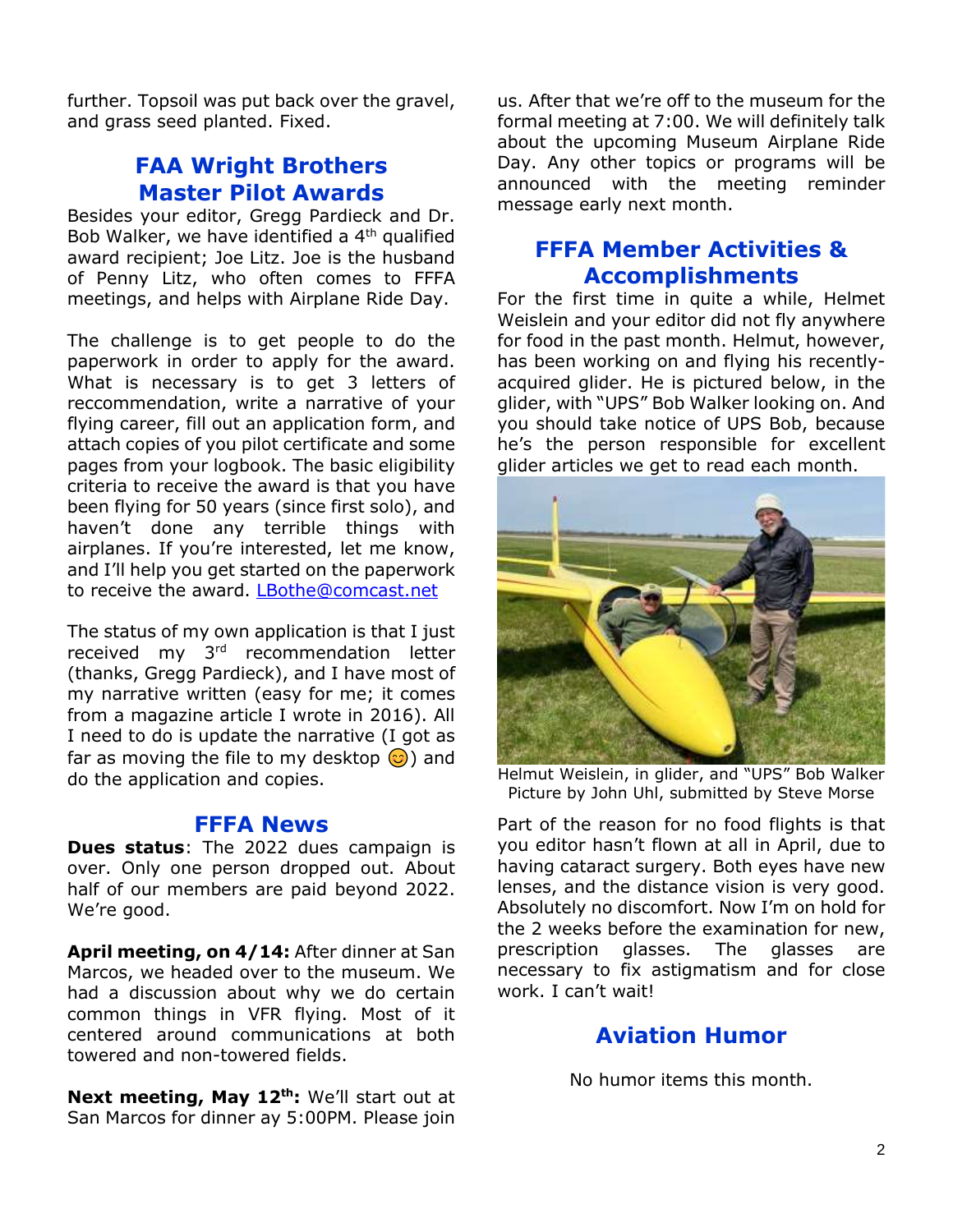further. Topsoil was put back over the gravel, and grass seed planted. Fixed.

## FAA Wright Brothers Master Pilot Awards

Besides your editor, Gregg Pardieck and Dr. Bob Walker, we have identified a 4th qualified award recipient; Joe Litz. Joe is the husband of Penny Litz, who often comes to FFFA meetings, and helps with Airplane Ride Day.

The challenge is to get people to do the paperwork in order to apply for the award. What is necessary is to get 3 letters of reccommendation, write a narrative of your flying career, fill out an application form, and attach copies of you pilot certificate and some pages from your logbook. The basic eligibility criteria to receive the award is that you have been flying for 50 years (since first solo), and haven't done any terrible things with airplanes. If you're interested, let me know, and I'll help you get started on the paperwork to receive the award. LBothe@comcast.net

The status of my own application is that I just received my 3rd recommendation letter (thanks, Gregg Pardieck), and I have most of my narrative written (easy for me; it comes from a magazine article I wrote in 2016). All I need to do is update the narrative (I got as far as moving the file to my desktop 😊) and do the application and copies.

## FFFA News

**Dues status**: The 2022 dues campaign is over. Only one person dropped out. About half of our members are paid beyond 2022. We're good.

**April meeting, on 4/14:** After dinner at San Marcos, we headed over to the museum. We had a discussion about why we do certain common things in VFR flying. Most of it centered around communications at both towered and non-towered fields.

**Next meeting, May 12th:** We'll start out at San Marcos for dinner ay 5:00PM. Please join us. After that we're off to the museum for the formal meeting at 7:00. We will definitely talk about the upcoming Museum Airplane Ride Day. Any other topics or programs will be announced with the meeting reminder message early next month.

## FFFA Member Activities & Accomplishments

For the first time in quite a while, Helmet Weislein and your editor did not fly anywhere for food in the past month. Helmut, however, has been working on and flying his recently-acquired glider. He is pictured below, in the glider, with "UPS" Bob Walker looking on. And you should take notice of UPS Bob, because he's the person responsible for excellent glider articles we get to read each month.

Helmut Weislein, in glider, and "UPS" Bob Walker
Picture by John Uhl, submitted by Steve Morse

Part of the reason for no food flights is that you editor hasn't flown at all in April, due to having cataract surgery. Both eyes have new lenses, and the distance vision is very good. Absolutely no discomfort. Now I'm on hold for the 2 weeks before the examination for new, prescription glasses. The glasses are necessary to fix astigmatism and for close work. I can't wait!

## Aviation Humor

No humor items this month.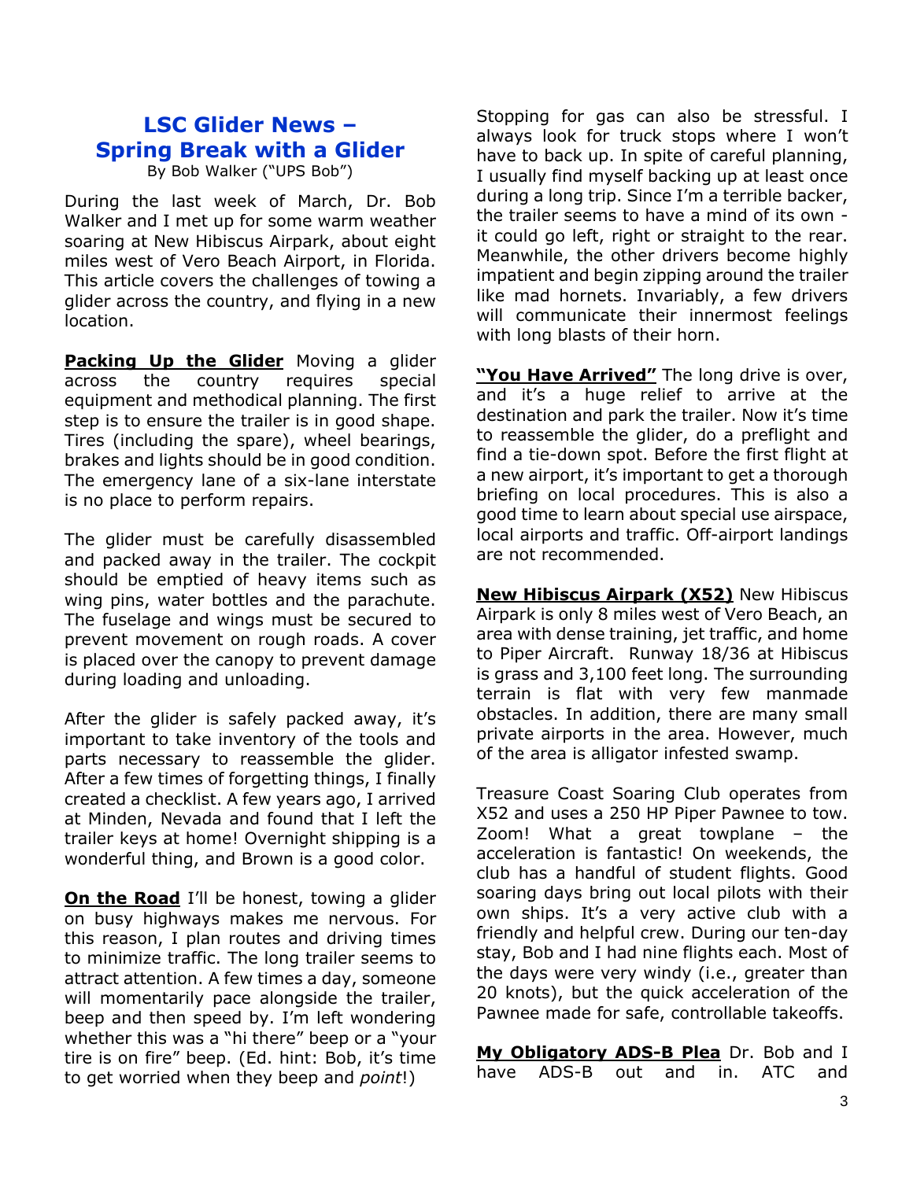# LSC Glider News – Spring Break with a Glider

By Bob Walker ("UPS Bob")

During the last week of March, Dr. Bob Walker and I met up for some warm weather soaring at New Hibiscus Airpark, about eight miles west of Vero Beach Airport, in Florida. This article covers the challenges of towing a glider across the country, and flying in a new location.

**Packing Up the Glider** Moving a glider across the country requires special equipment and methodical planning. The first step is to ensure the trailer is in good shape. Tires (including the spare), wheel bearings, brakes and lights should be in good condition. The emergency lane of a six-lane interstate is no place to perform repairs.

The glider must be carefully disassembled and packed away in the trailer. The cockpit should be emptied of heavy items such as wing pins, water bottles and the parachute. The fuselage and wings must be secured to prevent movement on rough roads. A cover is placed over the canopy to prevent damage during loading and unloading.

After the glider is safely packed away, it's important to take inventory of the tools and parts necessary to reassemble the glider. After a few times of forgetting things, I finally created a checklist. A few years ago, I arrived at Minden, Nevada and found that I left the trailer keys at home! Overnight shipping is a wonderful thing, and Brown is a good color.

**On the Road** I'll be honest, towing a glider on busy highways makes me nervous. For this reason, I plan routes and driving times to minimize traffic. The long trailer seems to attract attention. A few times a day, someone will momentarily pace alongside the trailer, beep and then speed by. I'm left wondering whether this was a "hi there" beep or a "your tire is on fire" beep. (Ed. hint: Bob, it's time to get worried when they beep and *point*!)

Stopping for gas can also be stressful. I always look for truck stops where I won't have to back up. In spite of careful planning, I usually find myself backing up at least once during a long trip. Since I'm a terrible backer, the trailer seems to have a mind of its own - it could go left, right or straight to the rear. Meanwhile, the other drivers become highly impatient and begin zipping around the trailer like mad hornets. Invariably, a few drivers will communicate their innermost feelings with long blasts of their horn.

**"You Have Arrived"** The long drive is over, and it's a huge relief to arrive at the destination and park the trailer. Now it's time to reassemble the glider, do a preflight and find a tie-down spot. Before the first flight at a new airport, it's important to get a thorough briefing on local procedures. This is also a good time to learn about special use airspace, local airports and traffic. Off-airport landings are not recommended.

**New Hibiscus Airpark (X52)** New Hibiscus Airpark is only 8 miles west of Vero Beach, an area with dense training, jet traffic, and home to Piper Aircraft. Runway 18/36 at Hibiscus is grass and 3,100 feet long. The surrounding terrain is flat with very few manmade obstacles. In addition, there are many small private airports in the area. However, much of the area is alligator infested swamp.

Treasure Coast Soaring Club operates from X52 and uses a 250 HP Piper Pawnee to tow. Zoom! What a great towplane – the acceleration is fantastic! On weekends, the club has a handful of student flights. Good soaring days bring out local pilots with their own ships. It's a very active club with a friendly and helpful crew. During our ten-day stay, Bob and I had nine flights each. Most of the days were very windy (i.e., greater than 20 knots), but the quick acceleration of the Pawnee made for safe, controllable takeoffs.

**My Obligatory ADS-B Plea** Dr. Bob and I have ADS-B out and in. ATC and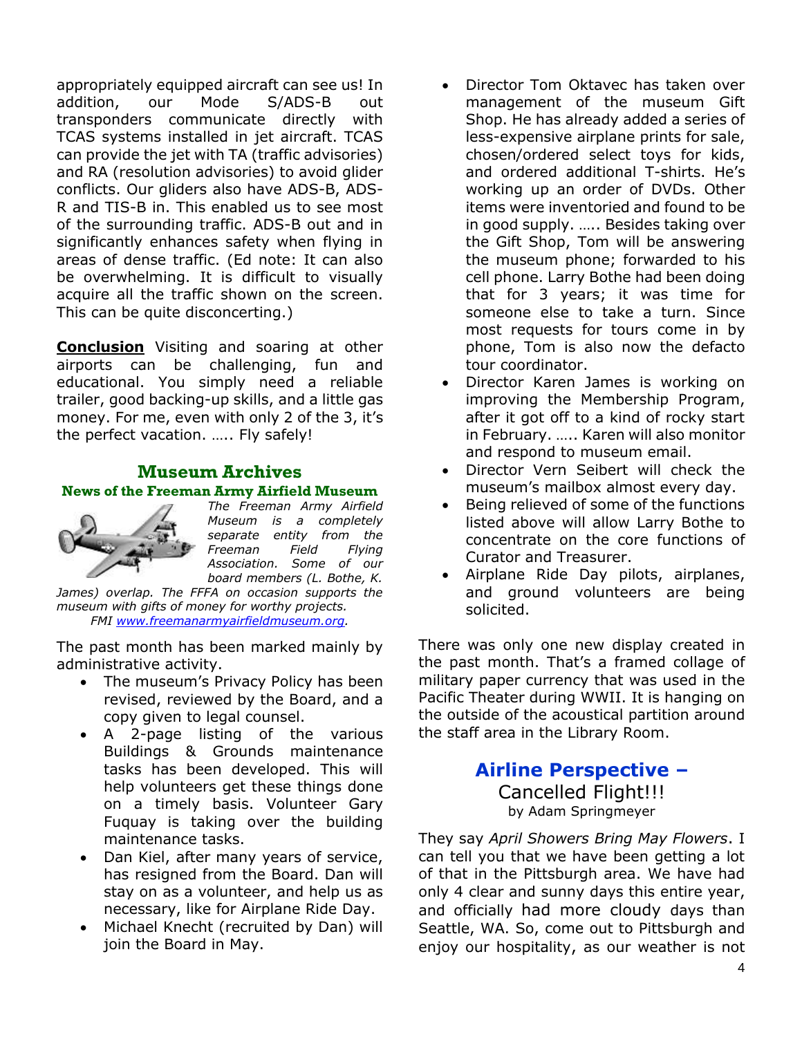appropriately equipped aircraft can see us! In addition, our Mode S/ADS-B out transponders communicate directly with TCAS systems installed in jet aircraft. TCAS can provide the jet with TA (traffic advisories) and RA (resolution advisories) to avoid glider conflicts. Our gliders also have ADS-B, ADS-R and TIS-B in. This enabled us to see most of the surrounding traffic. ADS-B out and in significantly enhances safety when flying in areas of dense traffic. (Ed note: It can also be overwhelming. It is difficult to visually acquire all the traffic shown on the screen. This can be quite disconcerting.)

**Conclusion** Visiting and soaring at other airports can be challenging, fun and educational. You simply need a reliable trailer, good backing-up skills, and a little gas money. For me, even with only 2 of the 3, it's the perfect vacation. ….. Fly safely!

## Museum Archives

### News of the Freeman Army Airfield Museum

*The Freeman Army Airfield Museum is a completely separate entity from the Freeman Field Flying Association. Some of our board members (L. Bothe, K. James) overlap. The FFFA on occasion supports the museum with gifts of money for worthy projects. FMI www.freemanarmyairfieldmuseum.org.*

The past month has been marked mainly by administrative activity.

- The museum's Privacy Policy has been revised, reviewed by the Board, and a copy given to legal counsel.
- A 2-page listing of the various Buildings & Grounds maintenance tasks has been developed. This will help volunteers get these things done on a timely basis. Volunteer Gary Fuquay is taking over the building maintenance tasks.
- Dan Kiel, after many years of service, has resigned from the Board. Dan will stay on as a volunteer, and help us as necessary, like for Airplane Ride Day.
- Michael Knecht (recruited by Dan) will join the Board in May.
- Director Tom Oktavec has taken over management of the museum Gift Shop. He has already added a series of less-expensive airplane prints for sale, chosen/ordered select toys for kids, and ordered additional T-shirts. He's working up an order of DVDs. Other items were inventoried and found to be in good supply. ….. Besides taking over the Gift Shop, Tom will be answering the museum phone; forwarded to his cell phone. Larry Bothe had been doing that for 3 years; it was time for someone else to take a turn. Since most requests for tours come in by phone, Tom is also now the defacto tour coordinator.
- Director Karen James is working on improving the Membership Program, after it got off to a kind of rocky start in February. ….. Karen will also monitor and respond to museum email.
- Director Vern Seibert will check the museum's mailbox almost every day.
- Being relieved of some of the functions listed above will allow Larry Bothe to concentrate on the core functions of Curator and Treasurer.
- Airplane Ride Day pilots, airplanes, and ground volunteers are being solicited.

There was only one new display created in the past month. That's a framed collage of military paper currency that was used in the Pacific Theater during WWII. It is hanging on the outside of the acoustical partition around the staff area in the Library Room.

## Airline Perspective – Cancelled Flight!!!

by Adam Springmeyer

They say *April Showers Bring May Flowers*. I can tell you that we have been getting a lot of that in the Pittsburgh area. We have had only 4 clear and sunny days this entire year, and officially had more cloudy days than Seattle, WA. So, come out to Pittsburgh and enjoy our hospitality, as our weather is not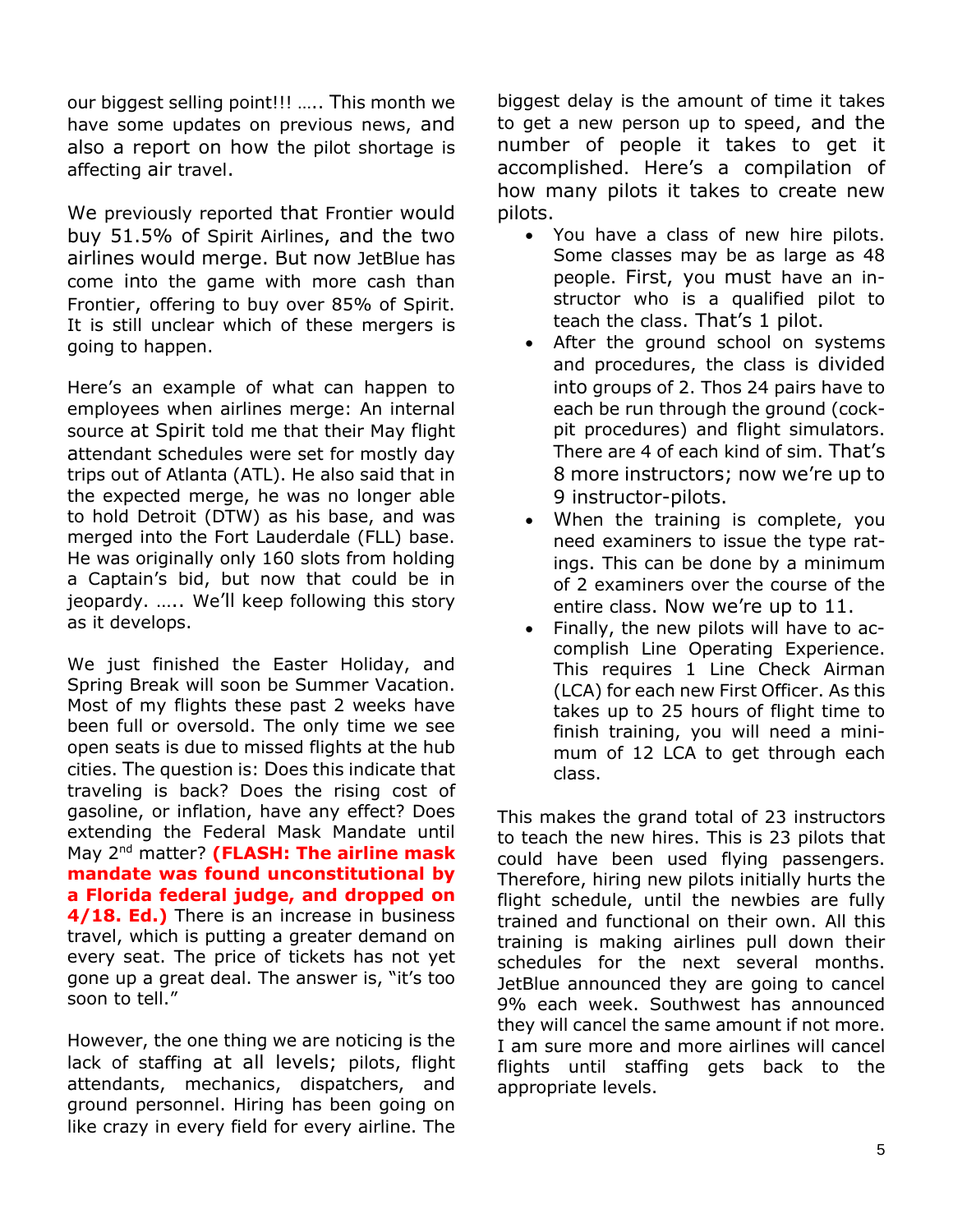our biggest selling point!!! ….. This month we have some updates on previous news, and also a report on how the pilot shortage is affecting air travel.

We previously reported that Frontier would buy 51.5% of Spirit Airlines, and the two airlines would merge. But now JetBlue has come into the game with more cash than Frontier, offering to buy over 85% of Spirit. It is still unclear which of these mergers is going to happen.

Here's an example of what can happen to employees when airlines merge: An internal source at Spirit told me that their May flight attendant schedules were set for mostly day trips out of Atlanta (ATL). He also said that in the expected merge, he was no longer able to hold Detroit (DTW) as his base, and was merged into the Fort Lauderdale (FLL) base. He was originally only 160 slots from holding a Captain's bid, but now that could be in jeopardy. ….. We'll keep following this story as it develops.

We just finished the Easter Holiday, and Spring Break will soon be Summer Vacation. Most of my flights these past 2 weeks have been full or oversold. The only time we see open seats is due to missed flights at the hub cities. The question is: Does this indicate that traveling is back? Does the rising cost of gasoline, or inflation, have any effect? Does extending the Federal Mask Mandate until May 2nd matter? **(FLASH: The airline mask mandate was found unconstitutional by a Florida federal judge, and dropped on 4/18. Ed.)** There is an increase in business travel, which is putting a greater demand on every seat. The price of tickets has not yet gone up a great deal. The answer is, "it's too soon to tell."

However, the one thing we are noticing is the lack of staffing at all levels; pilots, flight attendants, mechanics, dispatchers, and ground personnel. Hiring has been going on like crazy in every field for every airline. The biggest delay is the amount of time it takes to get a new person up to speed, and the number of people it takes to get it accomplished. Here's a compilation of how many pilots it takes to create new pilots.

- You have a class of new hire pilots. Some classes may be as large as 48 people. First, you must have an instructor who is a qualified pilot to teach the class. That's 1 pilot.
- After the ground school on systems and procedures, the class is divided into groups of 2. Thos 24 pairs have to each be run through the ground (cockpit procedures) and flight simulators. There are 4 of each kind of sim. That's 8 more instructors; now we're up to 9 instructor-pilots.
- When the training is complete, you need examiners to issue the type ratings. This can be done by a minimum of 2 examiners over the course of the entire class. Now we're up to 11.
- Finally, the new pilots will have to accomplish Line Operating Experience. This requires 1 Line Check Airman (LCA) for each new First Officer. As this takes up to 25 hours of flight time to finish training, you will need a minimum of 12 LCA to get through each class.

This makes the grand total of 23 instructors to teach the new hires. This is 23 pilots that could have been used flying passengers. Therefore, hiring new pilots initially hurts the flight schedule, until the newbies are fully trained and functional on their own. All this training is making airlines pull down their schedules for the next several months. JetBlue announced they are going to cancel 9% each week. Southwest has announced they will cancel the same amount if not more. I am sure more and more airlines will cancel flights until staffing gets back to the appropriate levels.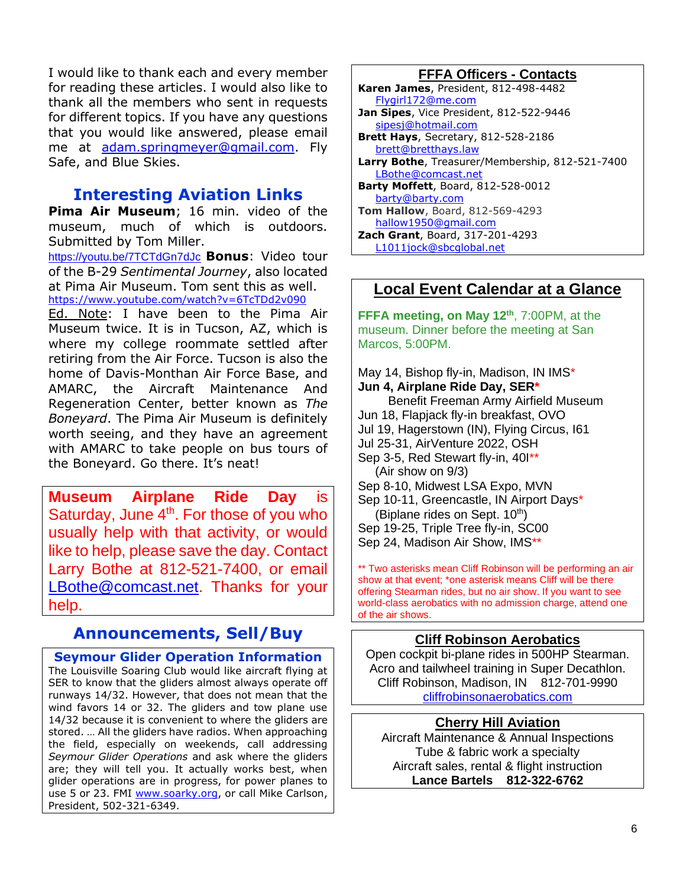I would like to thank each and every member for reading these articles. I would also like to thank all the members who sent in requests for different topics. If you have any questions that you would like answered, please email me at adam.springmeyer@gmail.com. Fly Safe, and Blue Skies.

## Interesting Aviation Links

**Pima Air Museum**; 16 min. video of the museum, much of which is outdoors. Submitted by Tom Miller.
https://youtu.be/7TCTdGn7dJc **Bonus**: Video tour of the B-29 *Sentimental Journey*, also located at Pima Air Museum. Tom sent this as well.
https://www.youtube.com/watch?v=6TcTDd2v090

Ed. Note: I have been to the Pima Air Museum twice. It is in Tucson, AZ, which is where my college roommate settled after retiring from the Air Force. Tucson is also the home of Davis-Monthan Air Force Base, and AMARC, the Aircraft Maintenance And Regeneration Center, better known as *The Boneyard*. The Pima Air Museum is definitely worth seeing, and they have an agreement with AMARC to take people on bus tours of the Boneyard. Go there. It's neat!

**Museum Airplane Ride Day** is Saturday, June 4th. For those of you who usually help with that activity, or would like to help, please save the day. Contact Larry Bothe at 812-521-7400, or email LBothe@comcast.net. Thanks for your help.

## Announcements, Sell/Buy

### Seymour Glider Operation Information

The Louisville Soaring Club would like aircraft flying at SER to know that the gliders almost always operate off runways 14/32. However, that does not mean that the wind favors 14 or 32. The gliders and tow plane use 14/32 because it is convenient to where the gliders are stored. … All the gliders have radios. When approaching the field, especially on weekends, call addressing *Seymour Glider Operations* and ask where the gliders are; they will tell you. It actually works best, when glider operations are in progress, for power planes to use 5 or 23. FMI www.soarky.org, or call Mike Carlson, President, 502-321-6349.

## FFFA Officers - Contacts

**Karen James**, President, 812-498-4482
Flygirl172@me.com
**Jan Sipes**, Vice President, 812-522-9446
sipesj@hotmail.com
**Brett Hays**, Secretary, 812-528-2186
brett@bretthays.law
**Larry Bothe**, Treasurer/Membership, 812-521-7400
LBothe@comcast.net
**Barty Moffett**, Board, 812-528-0012
barty@barty.com
**Tom Hallow**, Board, 812-569-4293
hallow1950@gmail.com
**Zach Grant**, Board, 317-201-4293
L1011jock@sbcglobal.net

## Local Event Calendar at a Glance

**FFFA meeting, on May 12th**, 7:00PM, at the museum. Dinner before the meeting at San Marcos, 5:00PM.

May 14, Bishop fly-in, Madison, IN IMS*
**Jun 4, Airplane Ride Day, SER***
Benefit Freeman Army Airfield Museum
Jun 18, Flapjack fly-in breakfast, OVO
Jul 19, Hagerstown (IN), Flying Circus, I61
Jul 25-31, AirVenture 2022, OSH
Sep 3-5, Red Stewart fly-in, 40I**
(Air show on 9/3)
Sep 8-10, Midwest LSA Expo, MVN
Sep 10-11, Greencastle, IN Airport Days*
(Biplane rides on Sept. 10th)
Sep 19-25, Triple Tree fly-in, SC00
Sep 24, Madison Air Show, IMS**

** Two asterisks mean Cliff Robinson will be performing an air show at that event; *one asterisk means Cliff will be there offering Stearman rides, but no air show. If you want to see world-class aerobatics with no admission charge, attend one of the air shows.

## Cliff Robinson Aerobatics

Open cockpit bi-plane rides in 500HP Stearman.
Acro and tailwheel training in Super Decathlon.
Cliff Robinson, Madison, IN 812-701-9990
cliffrobinsonaerobatics.com

## Cherry Hill Aviation

Aircraft Maintenance & Annual Inspections
Tube & fabric work a specialty
Aircraft sales, rental & flight instruction
**Lance Bartels 812-322-6762**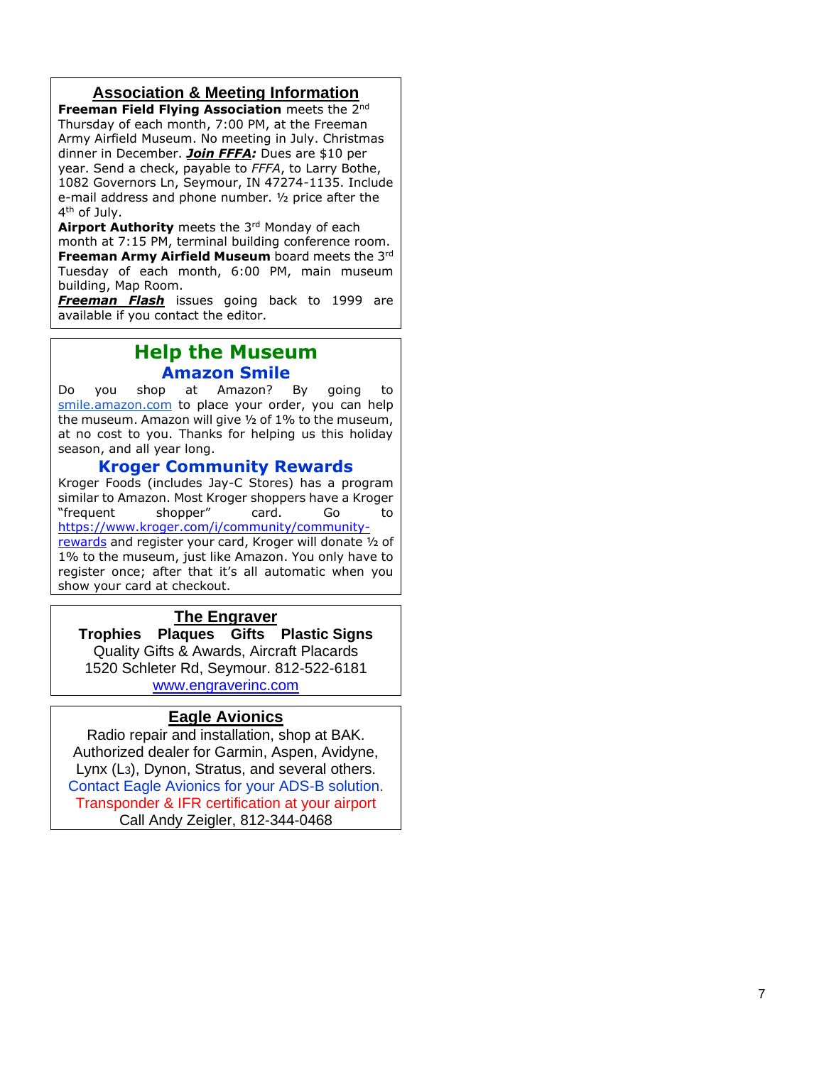## Association & Meeting Information

**Freeman Field Flying Association** meets the 2nd Thursday of each month, 7:00 PM, at the Freeman Army Airfield Museum. No meeting in July. Christmas dinner in December. ***Join FFFA:*** Dues are $10 per year. Send a check, payable to *FFFA*, to Larry Bothe, 1082 Governors Ln, Seymour, IN 47274-1135. Include e-mail address and phone number. ½ price after the 4th of July.

**Airport Authority** meets the 3rd Monday of each month at 7:15 PM, terminal building conference room.

**Freeman Army Airfield Museum** board meets the 3rd Tuesday of each month, 6:00 PM, main museum building, Map Room.

***Freeman Flash*** issues going back to 1999 are available if you contact the editor.

## Help the Museum

### Amazon Smile

Do you shop at Amazon? By going to smile.amazon.com to place your order, you can help the museum. Amazon will give ½ of 1% to the museum, at no cost to you. Thanks for helping us this holiday season, and all year long.

### Kroger Community Rewards

Kroger Foods (includes Jay-C Stores) has a program similar to Amazon. Most Kroger shoppers have a Kroger "frequent shopper" card. Go to https://www.kroger.com/i/community/community-rewards and register your card, Kroger will donate ½ of 1% to the museum, just like Amazon. You only have to register once; after that it's all automatic when you show your card at checkout.

## The Engraver

**Trophies Plaques Gifts Plastic Signs**

Quality Gifts & Awards, Aircraft Placards

1520 Schleter Rd, Seymour. 812-522-6181

www.engraverinc.com

## Eagle Avionics

Radio repair and installation, shop at BAK.

Authorized dealer for Garmin, Aspen, Avidyne, Lynx (L3), Dynon, Stratus, and several others.

Contact Eagle Avionics for your ADS-B solution.

Transponder & IFR certification at your airport

Call Andy Zeigler, 812-344-0468